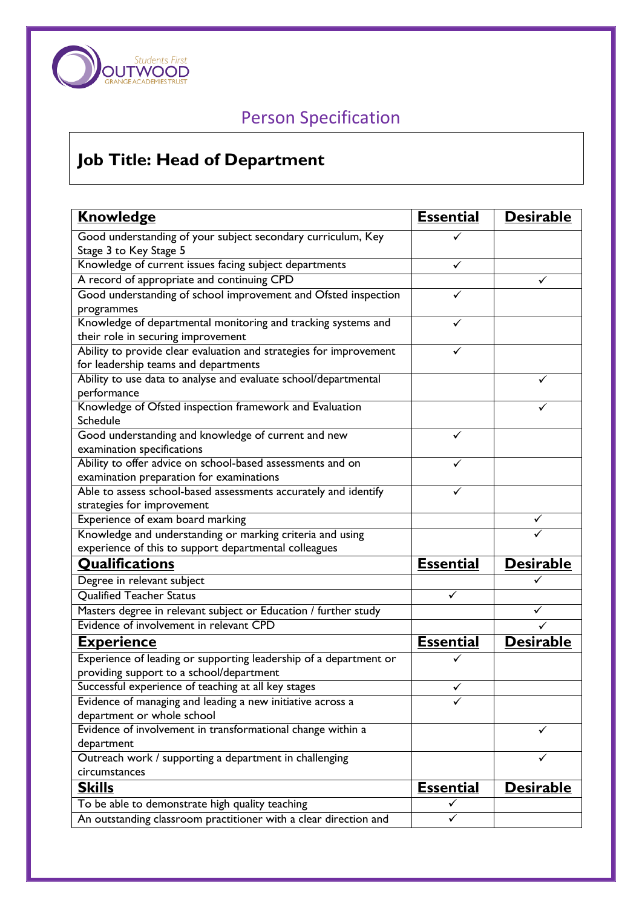# Person Specification

## Job Title: Head of Department

| **Knowledge** | **Essential** | **Desirable** |
|---|---|---|
| Good understanding of your subject secondary curriculum, Key Stage 3 to Key Stage 5 | ✓ | |
| Knowledge of current issues facing subject departments | ✓ | |
| A record of appropriate and continuing CPD | | ✓ |
| Good understanding of school improvement and Ofsted inspection programmes | ✓ | |
| Knowledge of departmental monitoring and tracking systems and their role in securing improvement | ✓ | |
| Ability to provide clear evaluation and strategies for improvement for leadership teams and departments | ✓ | |
| Ability to use data to analyse and evaluate school/departmental performance | | ✓ |
| Knowledge of Ofsted inspection framework and Evaluation Schedule | | ✓ |
| Good understanding and knowledge of current and new examination specifications | ✓ | |
| Ability to offer advice on school-based assessments and on examination preparation for examinations | ✓ | |
| Able to assess school-based assessments accurately and identify strategies for improvement | ✓ | |
| Experience of exam board marking | | ✓ |
| Knowledge and understanding or marking criteria and using experience of this to support departmental colleagues | | ✓ |
| **Qualifications** | **Essential** | **Desirable** |
| Degree in relevant subject | | ✓ |
| Qualified Teacher Status | ✓ | |
| Masters degree in relevant subject or Education / further study | | ✓ |
| Evidence of involvement in relevant CPD | | ✓ |
| **Experience** | **Essential** | **Desirable** |
| Experience of leading or supporting leadership of a department or providing support to a school/department | ✓ | |
| Successful experience of teaching at all key stages | ✓ | |
| Evidence of managing and leading a new initiative across a department or whole school | ✓ | |
| Evidence of involvement in transformational change within a department | | ✓ |
| Outreach work / supporting a department in challenging circumstances | | ✓ |
| **Skills** | **Essential** | **Desirable** |
| To be able to demonstrate high quality teaching | ✓ | |
| An outstanding classroom practitioner with a clear direction and | ✓ | |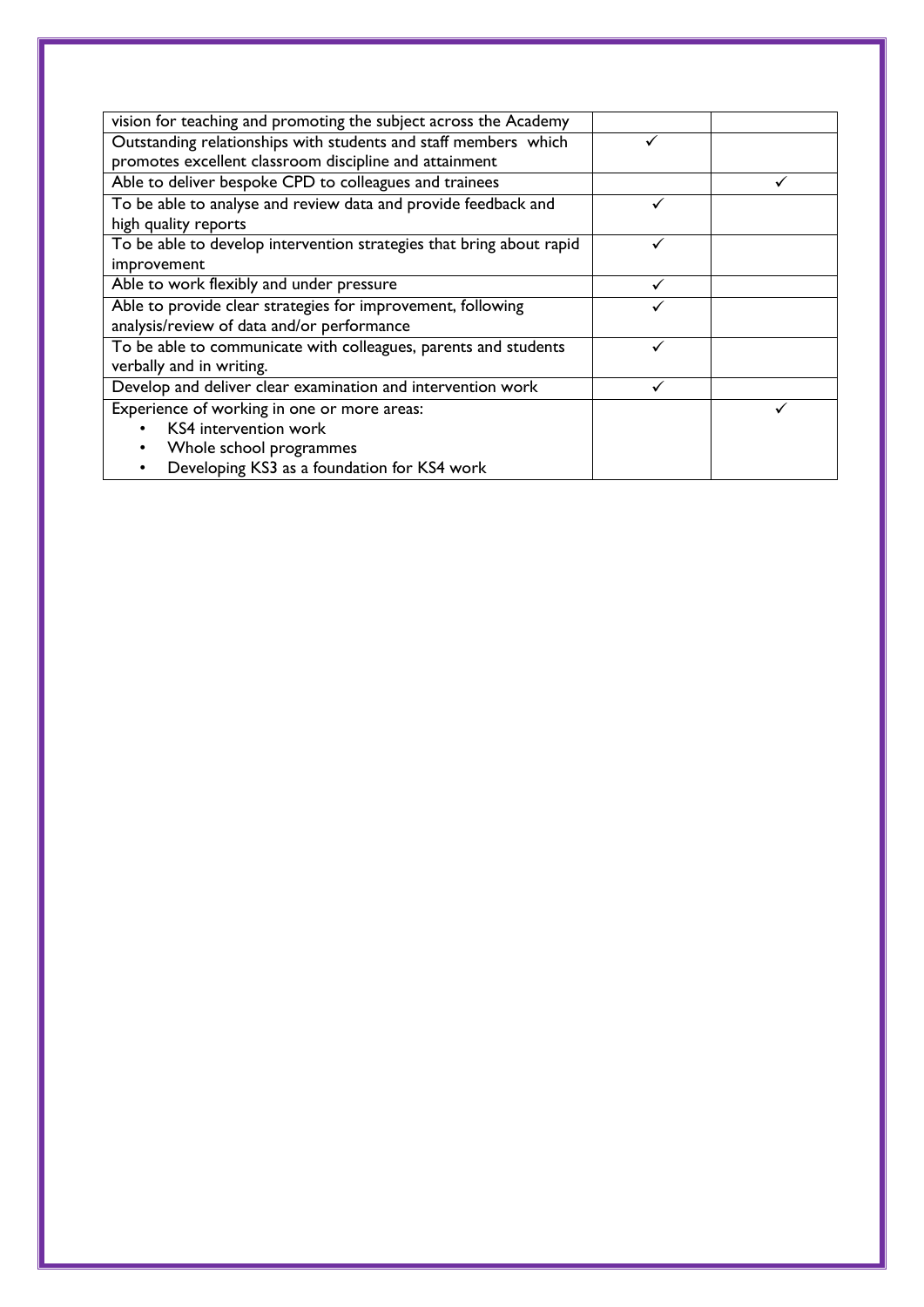| | | |
|---|---|---|
| vision for teaching and promoting the subject across the Academy | | |
| Outstanding relationships with students and staff members which promotes excellent classroom discipline and attainment | ✓ | |
| Able to deliver bespoke CPD to colleagues and trainees | | ✓ |
| To be able to analyse and review data and provide feedback and high quality reports | ✓ | |
| To be able to develop intervention strategies that bring about rapid improvement | ✓ | |
| Able to work flexibly and under pressure | ✓ | |
| Able to provide clear strategies for improvement, following analysis/review of data and/or performance | ✓ | |
| To be able to communicate with colleagues, parents and students verbally and in writing. | ✓ | |
| Develop and deliver clear examination and intervention work | ✓ | |
| Experience of working in one or more areas:<br>• KS4 intervention work<br>• Whole school programmes<br>• Developing KS3 as a foundation for KS4 work | | ✓ |